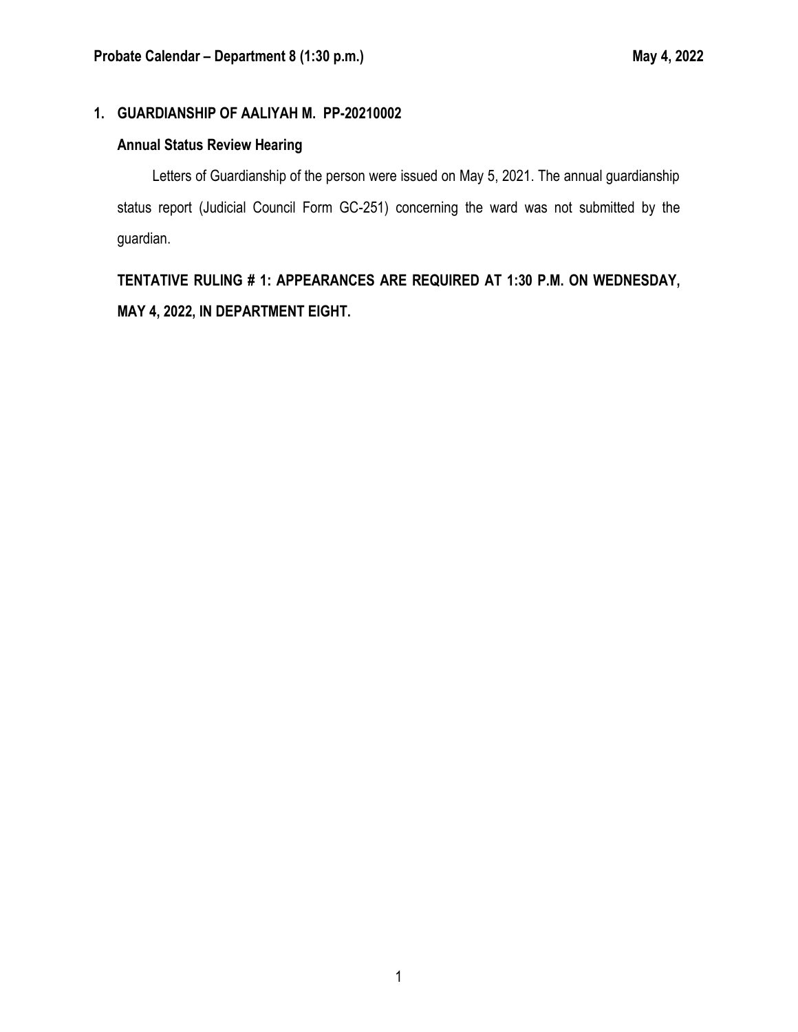**Probate Calendar – Department 8 (1:30 p.m.)** **May 4, 2022**

## 1. GUARDIANSHIP OF AALIYAH M. PP-20210002

### Annual Status Review Hearing

Letters of Guardianship of the person were issued on May 5, 2021. The annual guardianship status report (Judicial Council Form GC-251) concerning the ward was not submitted by the guardian.

**TENTATIVE RULING # 1: APPEARANCES ARE REQUIRED AT 1:30 P.M. ON WEDNESDAY, MAY 4, 2022, IN DEPARTMENT EIGHT.**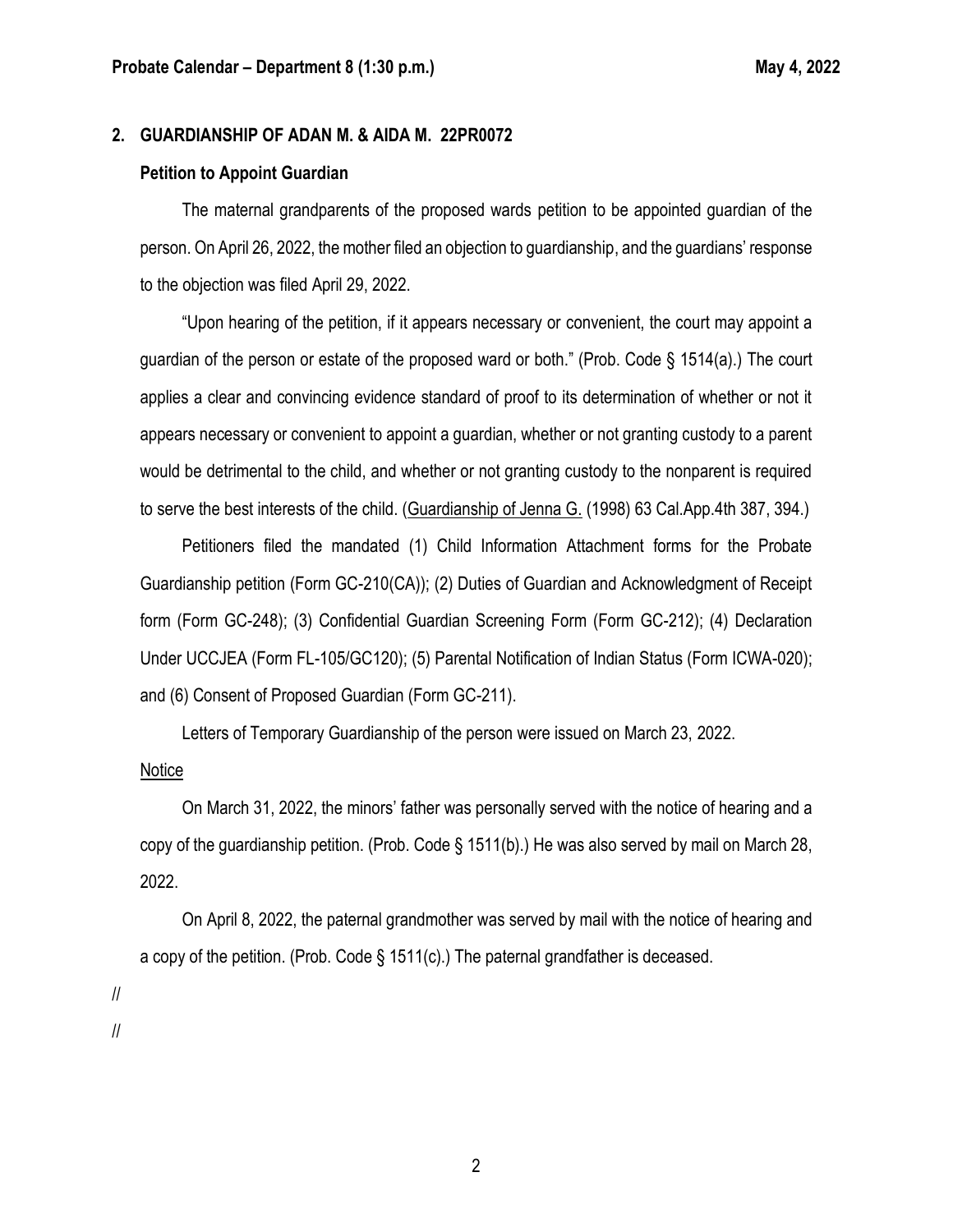## 2. GUARDIANSHIP OF ADAN M. & AIDA M. 22PR0072

### Petition to Appoint Guardian

The maternal grandparents of the proposed wards petition to be appointed guardian of the person. On April 26, 2022, the mother filed an objection to guardianship, and the guardians' response to the objection was filed April 29, 2022.

"Upon hearing of the petition, if it appears necessary or convenient, the court may appoint a guardian of the person or estate of the proposed ward or both." (Prob. Code § 1514(a).) The court applies a clear and convincing evidence standard of proof to its determination of whether or not it appears necessary or convenient to appoint a guardian, whether or not granting custody to a parent would be detrimental to the child, and whether or not granting custody to the nonparent is required to serve the best interests of the child. (Guardianship of Jenna G. (1998) 63 Cal.App.4th 387, 394.)

Petitioners filed the mandated (1) Child Information Attachment forms for the Probate Guardianship petition (Form GC-210(CA)); (2) Duties of Guardian and Acknowledgment of Receipt form (Form GC-248); (3) Confidential Guardian Screening Form (Form GC-212); (4) Declaration Under UCCJEA (Form FL-105/GC120); (5) Parental Notification of Indian Status (Form ICWA-020); and (6) Consent of Proposed Guardian (Form GC-211).

Letters of Temporary Guardianship of the person were issued on March 23, 2022.

Notice

On March 31, 2022, the minors' father was personally served with the notice of hearing and a copy of the guardianship petition. (Prob. Code § 1511(b).) He was also served by mail on March 28, 2022.

On April 8, 2022, the paternal grandmother was served by mail with the notice of hearing and a copy of the petition. (Prob. Code § 1511(c).) The paternal grandfather is deceased.

//

//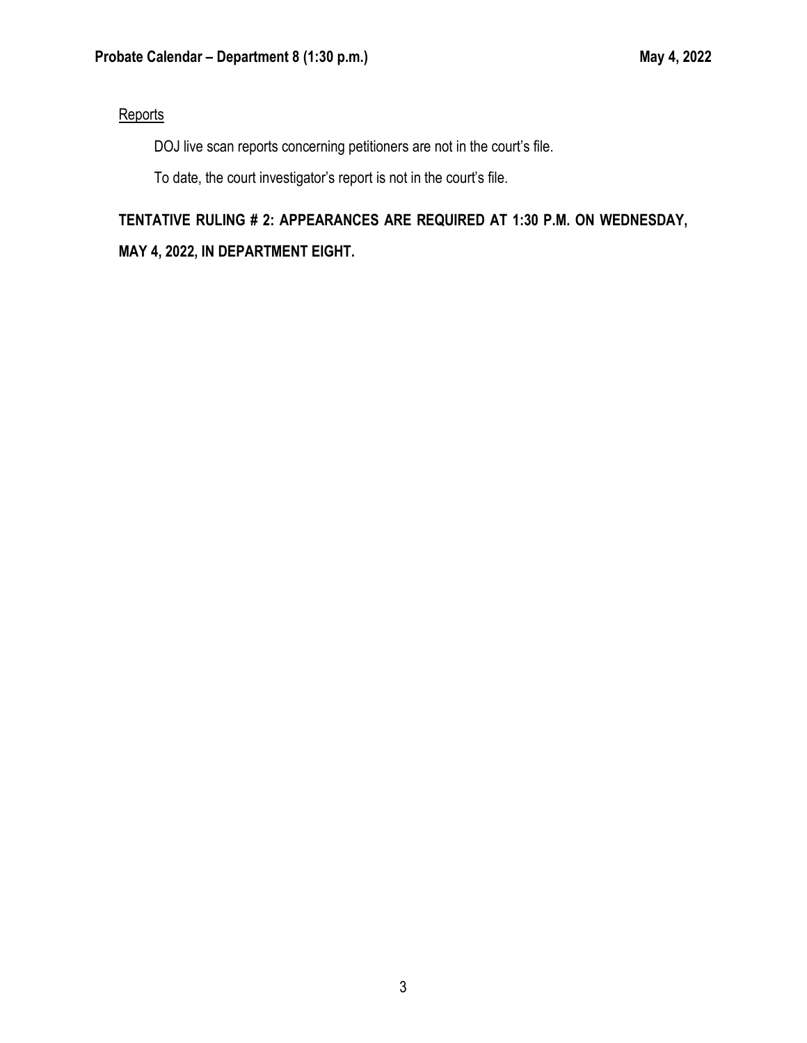Reports

DOJ live scan reports concerning petitioners are not in the court's file.

To date, the court investigator's report is not in the court's file.

**TENTATIVE RULING # 2: APPEARANCES ARE REQUIRED AT 1:30 P.M. ON WEDNESDAY, MAY 4, 2022, IN DEPARTMENT EIGHT.**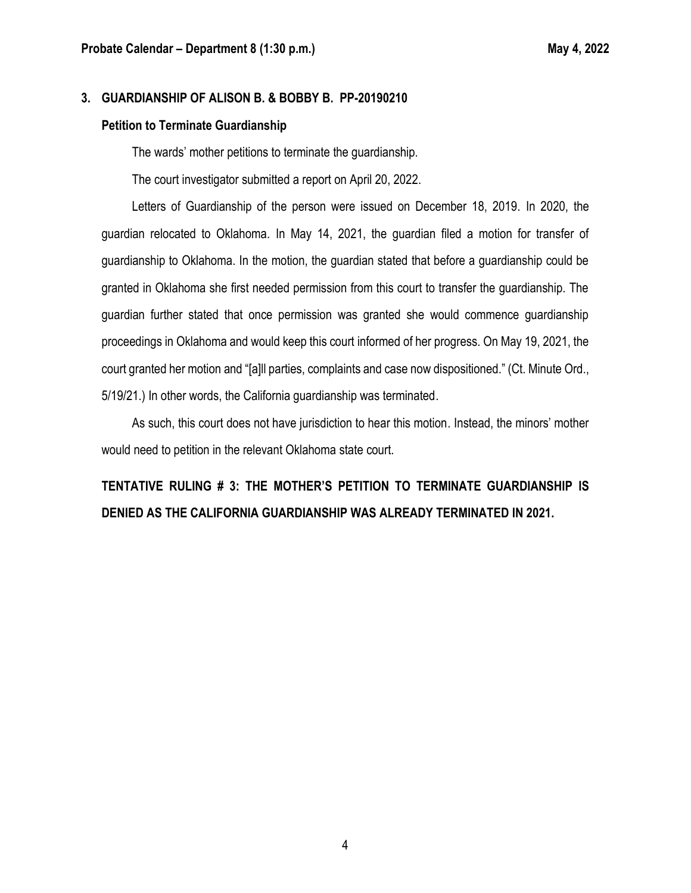### 3. GUARDIANSHIP OF ALISON B. & BOBBY B. PP-20190210

**Petition to Terminate Guardianship**

The wards' mother petitions to terminate the guardianship.

The court investigator submitted a report on April 20, 2022.

Letters of Guardianship of the person were issued on December 18, 2019. In 2020, the guardian relocated to Oklahoma. In May 14, 2021, the guardian filed a motion for transfer of guardianship to Oklahoma. In the motion, the guardian stated that before a guardianship could be granted in Oklahoma she first needed permission from this court to transfer the guardianship. The guardian further stated that once permission was granted she would commence guardianship proceedings in Oklahoma and would keep this court informed of her progress. On May 19, 2021, the court granted her motion and "[a]ll parties, complaints and case now dispositioned." (Ct. Minute Ord., 5/19/21.) In other words, the California guardianship was terminated.

As such, this court does not have jurisdiction to hear this motion. Instead, the minors' mother would need to petition in the relevant Oklahoma state court.

**TENTATIVE RULING # 3: THE MOTHER'S PETITION TO TERMINATE GUARDIANSHIP IS DENIED AS THE CALIFORNIA GUARDIANSHIP WAS ALREADY TERMINATED IN 2021.**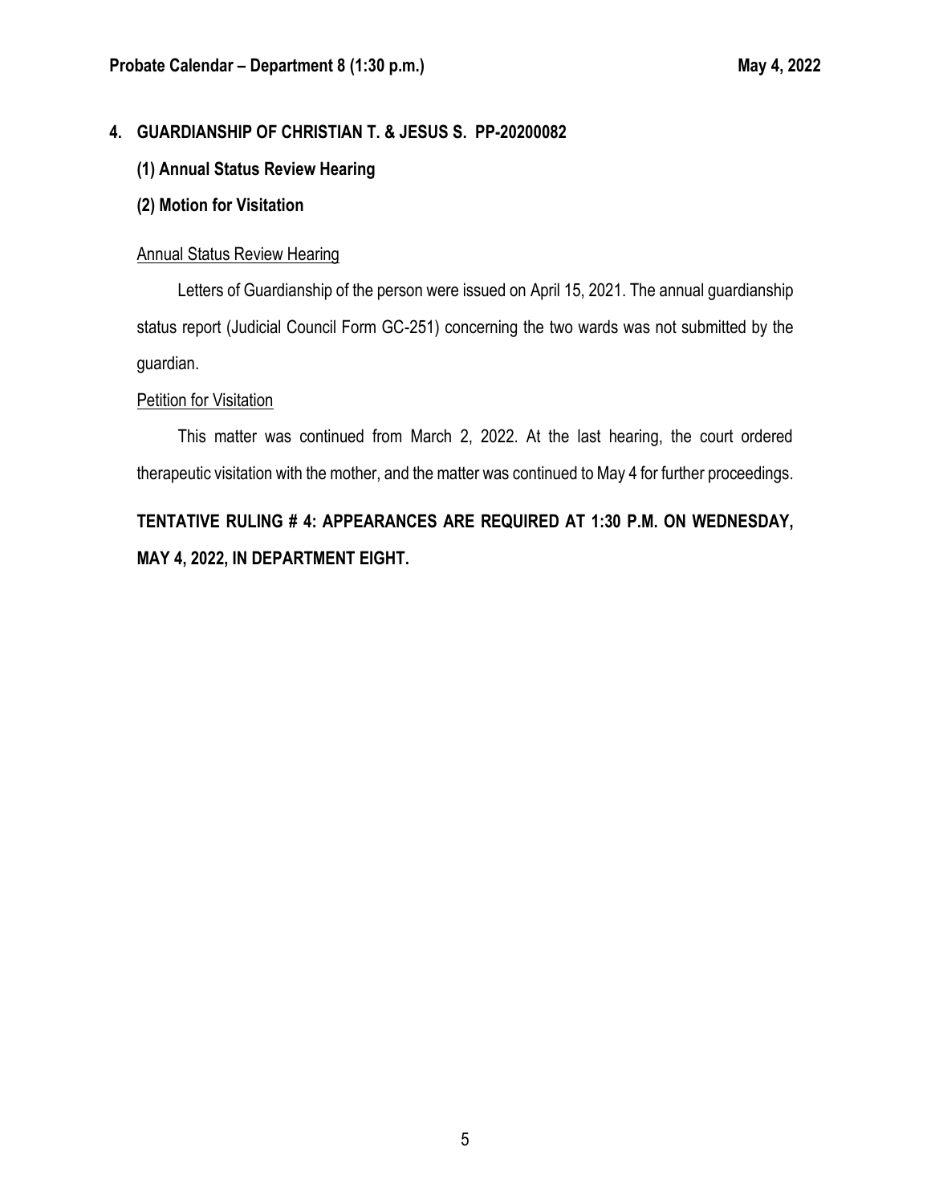**4. GUARDIANSHIP OF CHRISTIAN T. & JESUS S. PP-20200082**

**(1) Annual Status Review Hearing**

**(2) Motion for Visitation**

Annual Status Review Hearing

Letters of Guardianship of the person were issued on April 15, 2021. The annual guardianship status report (Judicial Council Form GC-251) concerning the two wards was not submitted by the guardian.

Petition for Visitation

This matter was continued from March 2, 2022. At the last hearing, the court ordered therapeutic visitation with the mother, and the matter was continued to May 4 for further proceedings.

**TENTATIVE RULING # 4: APPEARANCES ARE REQUIRED AT 1:30 P.M. ON WEDNESDAY, MAY 4, 2022, IN DEPARTMENT EIGHT.**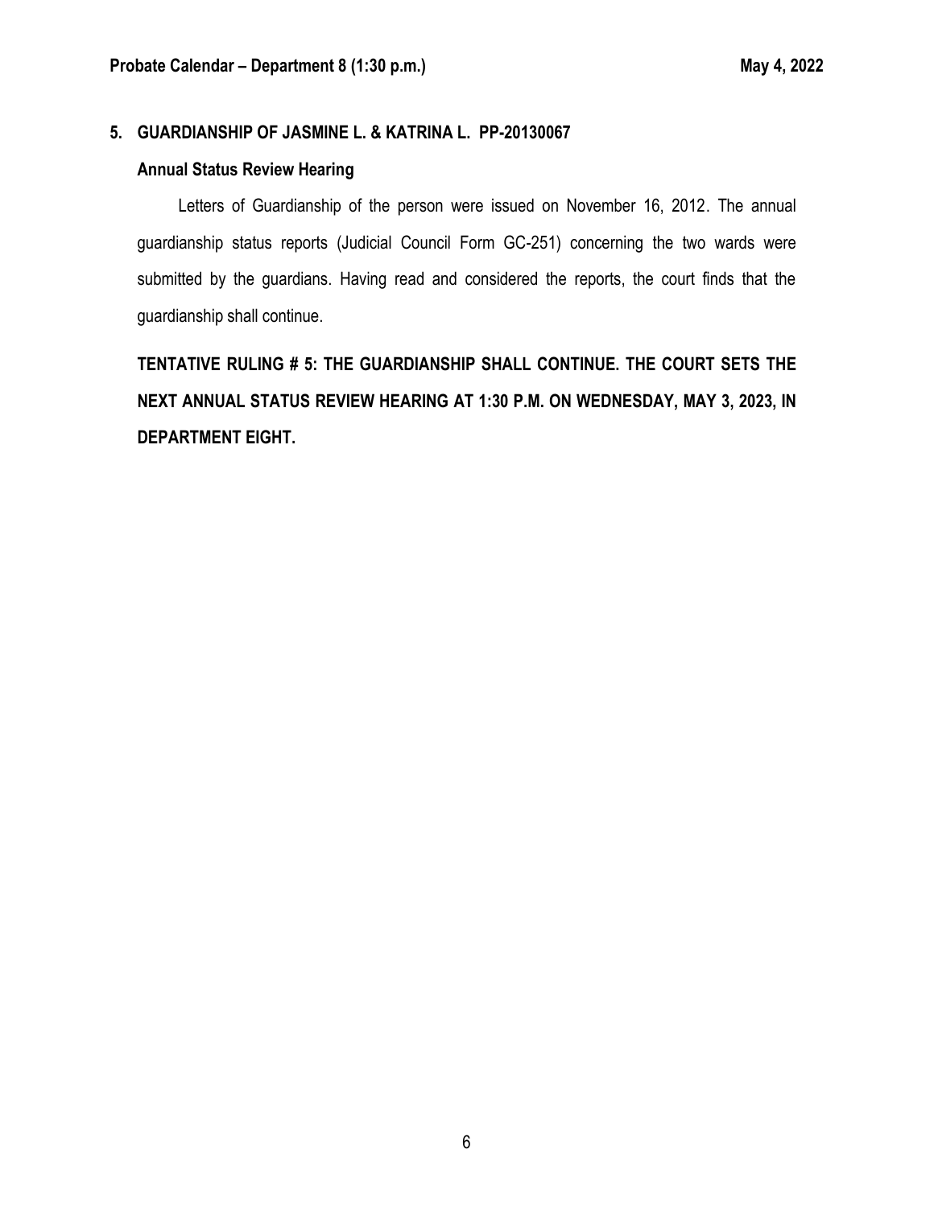## 5. GUARDIANSHIP OF JASMINE L. & KATRINA L. PP-20130067

### Annual Status Review Hearing

Letters of Guardianship of the person were issued on November 16, 2012. The annual guardianship status reports (Judicial Council Form GC-251) concerning the two wards were submitted by the guardians. Having read and considered the reports, the court finds that the guardianship shall continue.

**TENTATIVE RULING # 5: THE GUARDIANSHIP SHALL CONTINUE. THE COURT SETS THE NEXT ANNUAL STATUS REVIEW HEARING AT 1:30 P.M. ON WEDNESDAY, MAY 3, 2023, IN DEPARTMENT EIGHT.**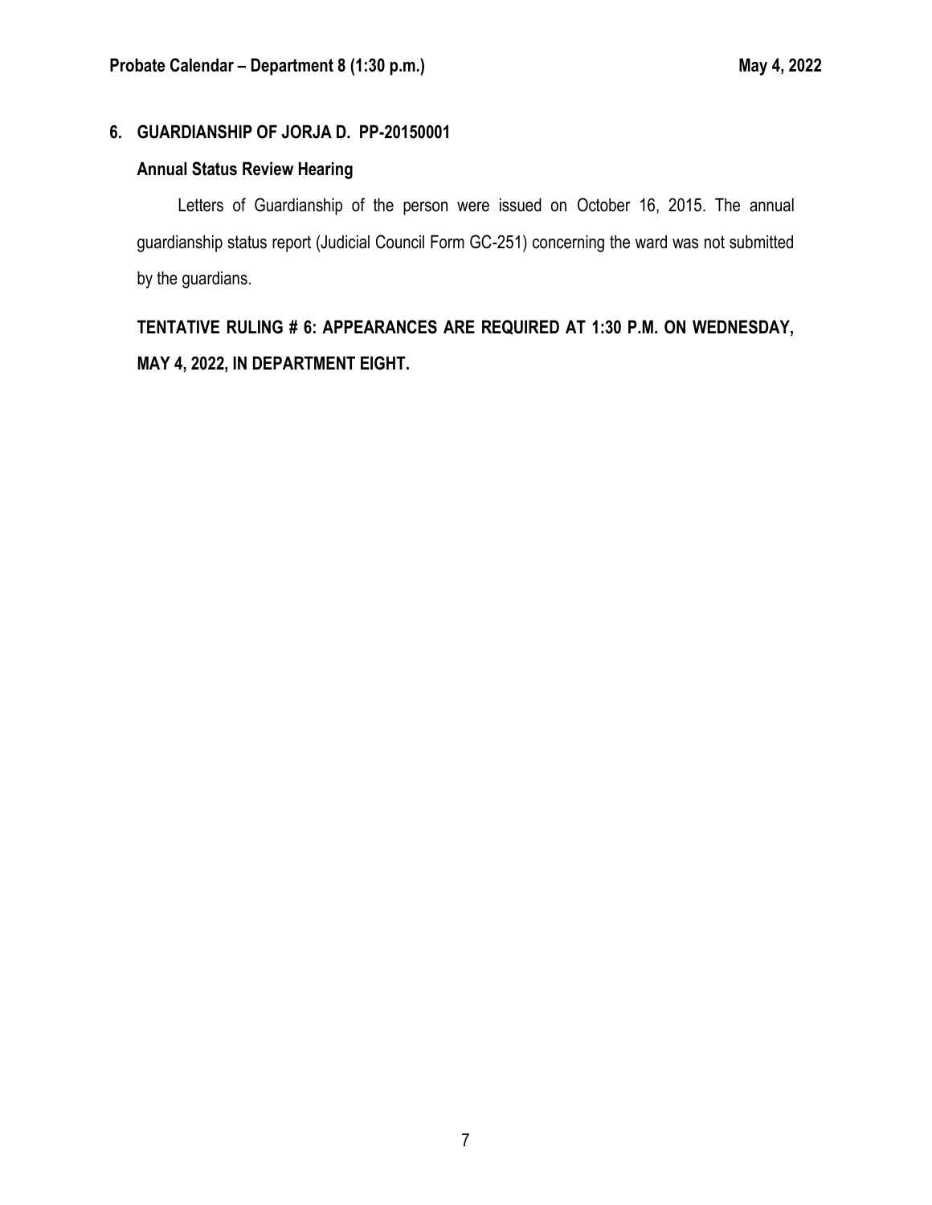## 6. GUARDIANSHIP OF JORJA D. PP-20150001

### Annual Status Review Hearing

Letters of Guardianship of the person were issued on October 16, 2015. The annual guardianship status report (Judicial Council Form GC-251) concerning the ward was not submitted by the guardians.

**TENTATIVE RULING # 6: APPEARANCES ARE REQUIRED AT 1:30 P.M. ON WEDNESDAY, MAY 4, 2022, IN DEPARTMENT EIGHT.**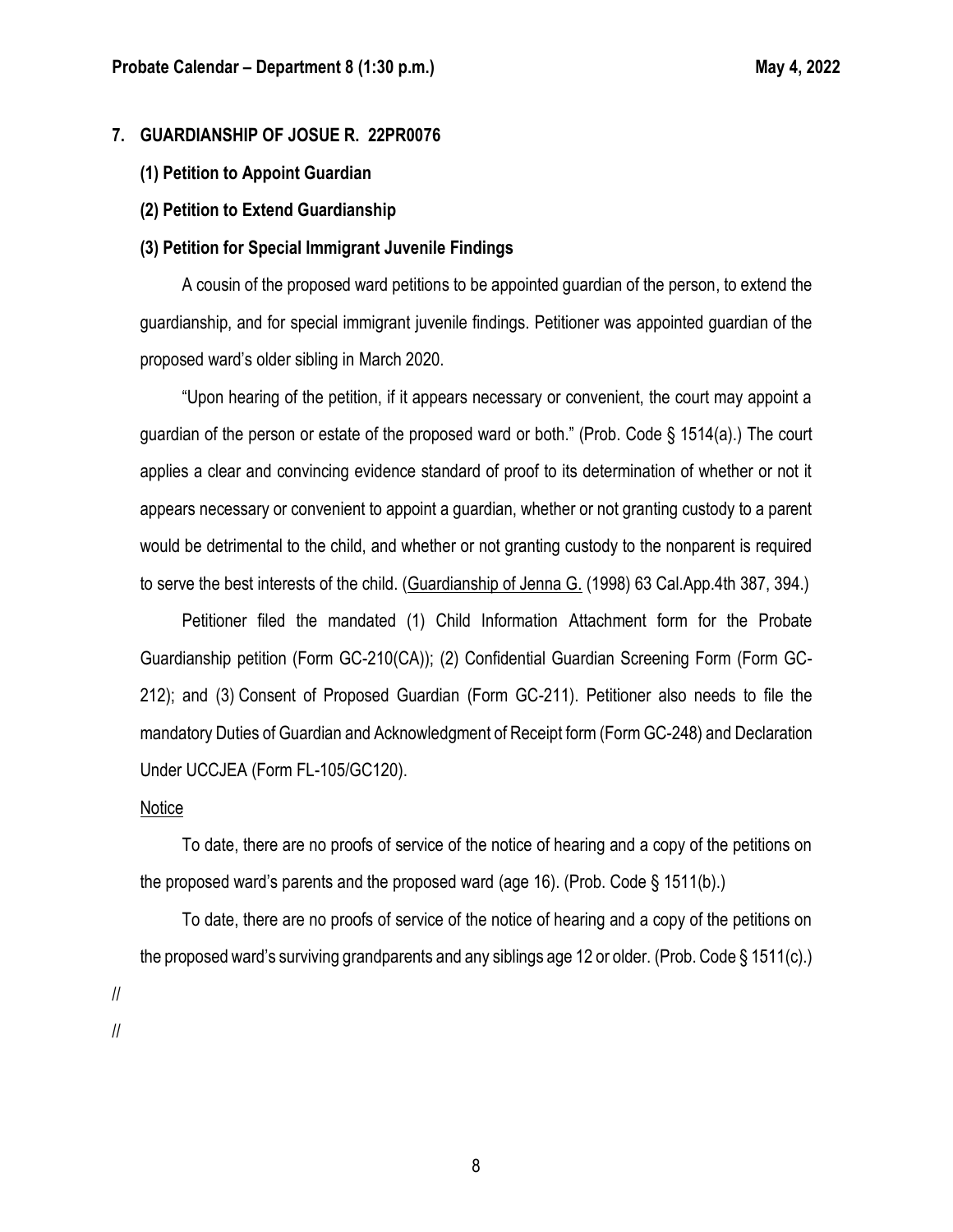## 7. GUARDIANSHIP OF JOSUE R. 22PR0076

**(1) Petition to Appoint Guardian**

**(2) Petition to Extend Guardianship**

**(3) Petition for Special Immigrant Juvenile Findings**

A cousin of the proposed ward petitions to be appointed guardian of the person, to extend the guardianship, and for special immigrant juvenile findings. Petitioner was appointed guardian of the proposed ward's older sibling in March 2020.

"Upon hearing of the petition, if it appears necessary or convenient, the court may appoint a guardian of the person or estate of the proposed ward or both." (Prob. Code § 1514(a).) The court applies a clear and convincing evidence standard of proof to its determination of whether or not it appears necessary or convenient to appoint a guardian, whether or not granting custody to a parent would be detrimental to the child, and whether or not granting custody to the nonparent is required to serve the best interests of the child. (Guardianship of Jenna G. (1998) 63 Cal.App.4th 387, 394.)

Petitioner filed the mandated (1) Child Information Attachment form for the Probate Guardianship petition (Form GC-210(CA)); (2) Confidential Guardian Screening Form (Form GC-212); and (3) Consent of Proposed Guardian (Form GC-211). Petitioner also needs to file the mandatory Duties of Guardian and Acknowledgment of Receipt form (Form GC-248) and Declaration Under UCCJEA (Form FL-105/GC120).

Notice

To date, there are no proofs of service of the notice of hearing and a copy of the petitions on the proposed ward's parents and the proposed ward (age 16). (Prob. Code § 1511(b).)

To date, there are no proofs of service of the notice of hearing and a copy of the petitions on the proposed ward's surviving grandparents and any siblings age 12 or older. (Prob. Code § 1511(c).)

//

//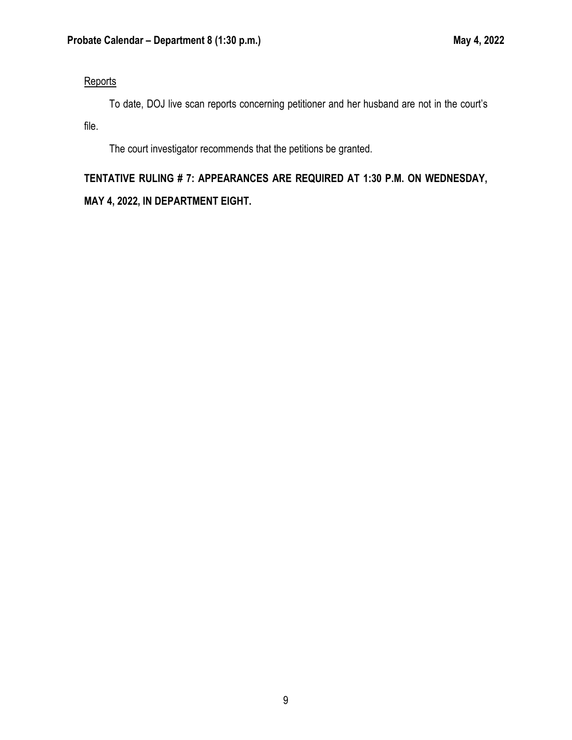<u>Reports</u>

To date, DOJ live scan reports concerning petitioner and her husband are not in the court's file.

The court investigator recommends that the petitions be granted.

**TENTATIVE RULING # 7: APPEARANCES ARE REQUIRED AT 1:30 P.M. ON WEDNESDAY, MAY 4, 2022, IN DEPARTMENT EIGHT.**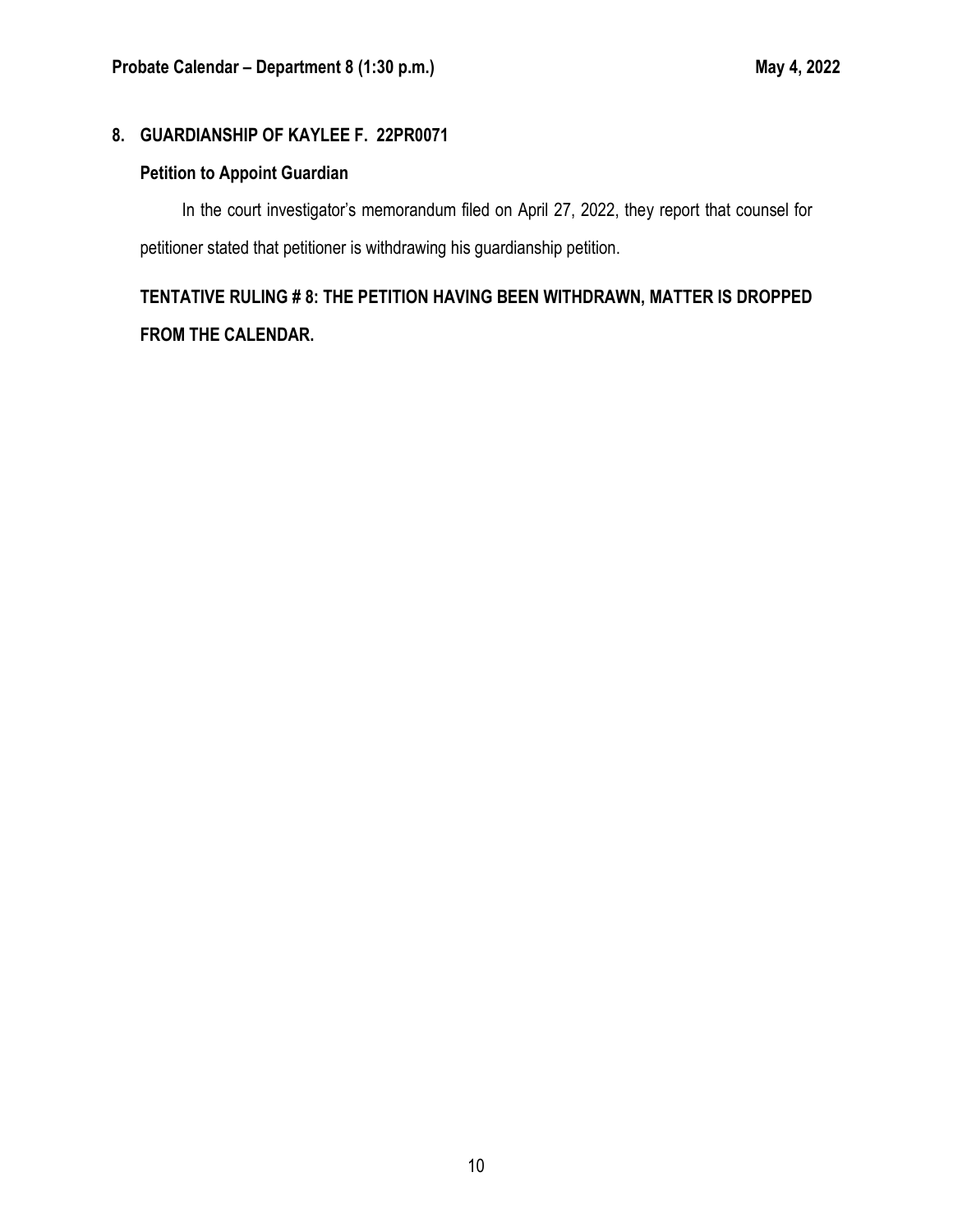## 8. GUARDIANSHIP OF KAYLEE F. 22PR0071

### Petition to Appoint Guardian

In the court investigator's memorandum filed on April 27, 2022, they report that counsel for petitioner stated that petitioner is withdrawing his guardianship petition.

**TENTATIVE RULING # 8: THE PETITION HAVING BEEN WITHDRAWN, MATTER IS DROPPED FROM THE CALENDAR.**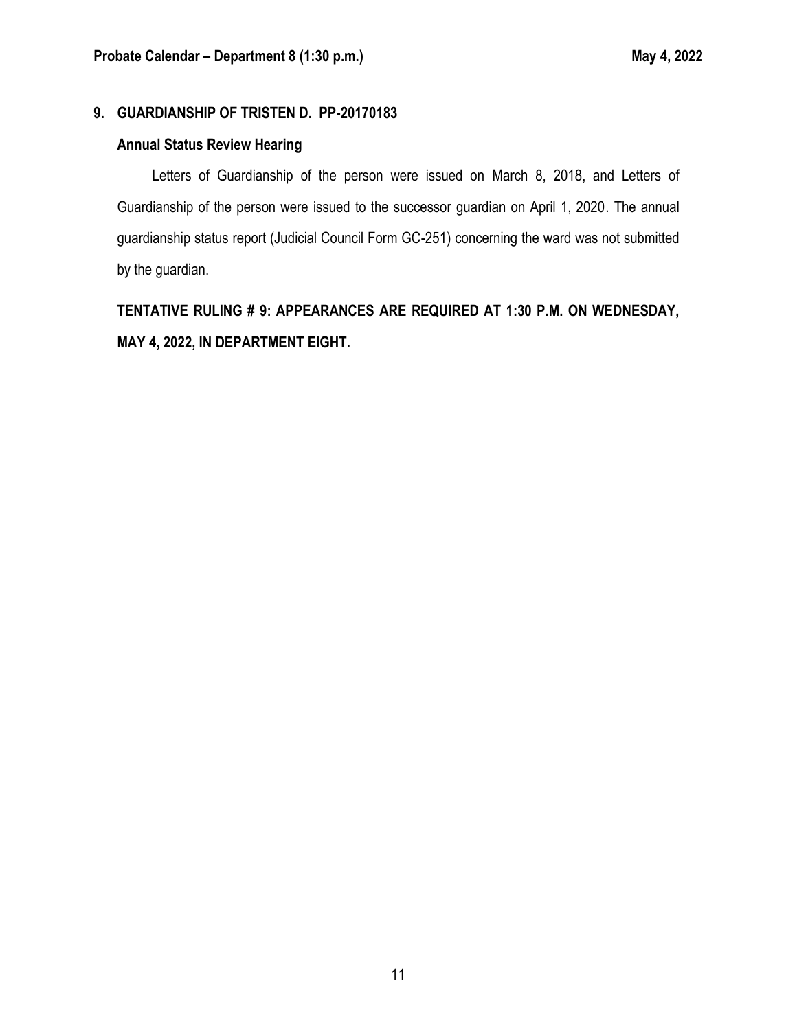## 9. GUARDIANSHIP OF TRISTEN D. PP-20170183

### Annual Status Review Hearing

Letters of Guardianship of the person were issued on March 8, 2018, and Letters of Guardianship of the person were issued to the successor guardian on April 1, 2020. The annual guardianship status report (Judicial Council Form GC-251) concerning the ward was not submitted by the guardian.

**TENTATIVE RULING # 9: APPEARANCES ARE REQUIRED AT 1:30 P.M. ON WEDNESDAY, MAY 4, 2022, IN DEPARTMENT EIGHT.**